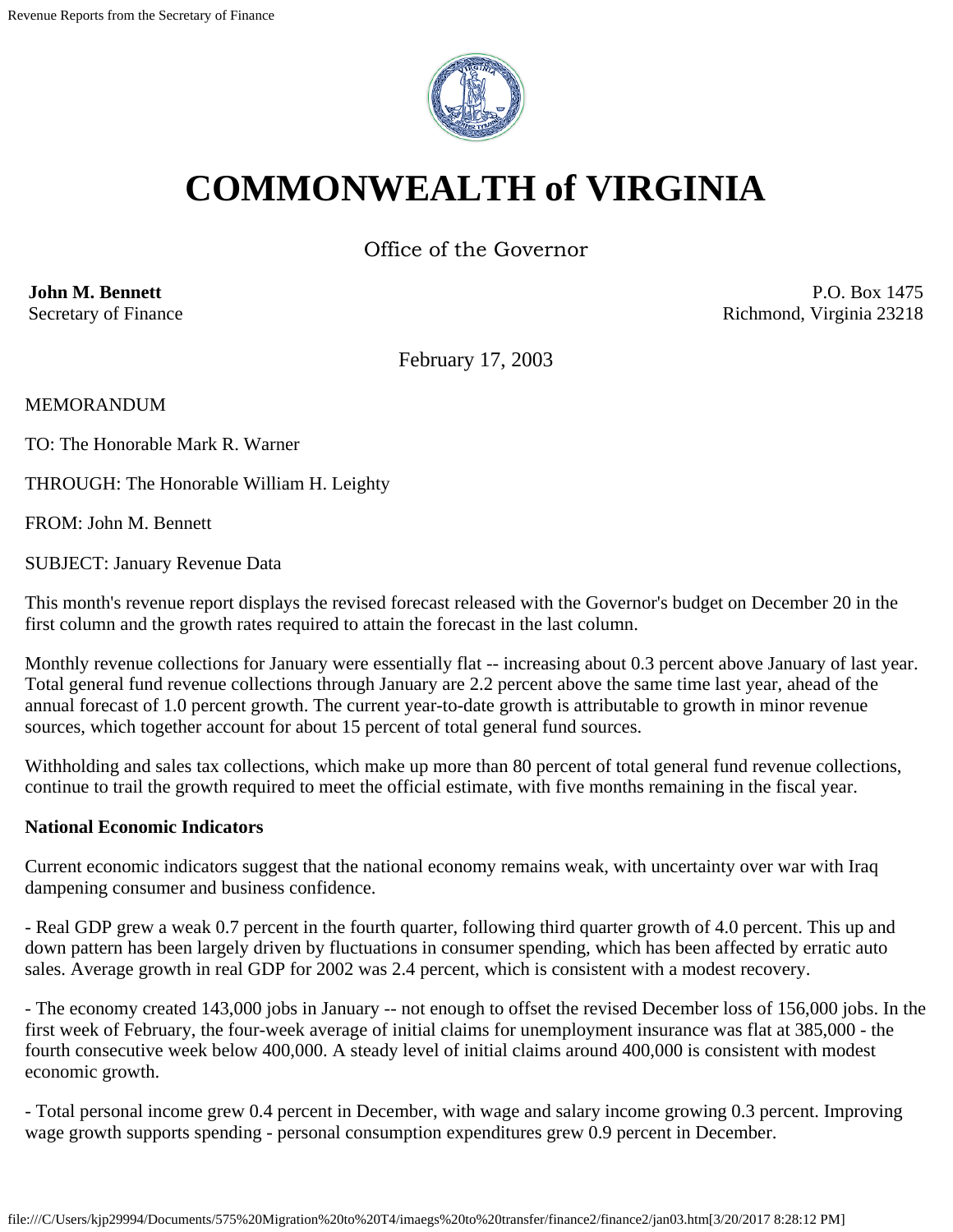# COMMONWEALTH of VIRGINIA

Office of the Governor

**John M. Bennett**
Secretary of Finance

P.O. Box 1475
Richmond, Virginia 23218

February 17, 2003

MEMORANDUM

TO: The Honorable Mark R. Warner

THROUGH: The Honorable William H. Leighty

FROM: John M. Bennett

SUBJECT: January Revenue Data

This month's revenue report displays the revised forecast released with the Governor's budget on December 20 in the first column and the growth rates required to attain the forecast in the last column.

Monthly revenue collections for January were essentially flat -- increasing about 0.3 percent above January of last year. Total general fund revenue collections through January are 2.2 percent above the same time last year, ahead of the annual forecast of 1.0 percent growth. The current year-to-date growth is attributable to growth in minor revenue sources, which together account for about 15 percent of total general fund sources.

Withholding and sales tax collections, which make up more than 80 percent of total general fund revenue collections, continue to trail the growth required to meet the official estimate, with five months remaining in the fiscal year.

**National Economic Indicators**

Current economic indicators suggest that the national economy remains weak, with uncertainty over war with Iraq dampening consumer and business confidence.

- Real GDP grew a weak 0.7 percent in the fourth quarter, following third quarter growth of 4.0 percent. This up and down pattern has been largely driven by fluctuations in consumer spending, which has been affected by erratic auto sales. Average growth in real GDP for 2002 was 2.4 percent, which is consistent with a modest recovery.

- The economy created 143,000 jobs in January -- not enough to offset the revised December loss of 156,000 jobs. In the first week of February, the four-week average of initial claims for unemployment insurance was flat at 385,000 - the fourth consecutive week below 400,000. A steady level of initial claims around 400,000 is consistent with modest economic growth.

- Total personal income grew 0.4 percent in December, with wage and salary income growing 0.3 percent. Improving wage growth supports spending - personal consumption expenditures grew 0.9 percent in December.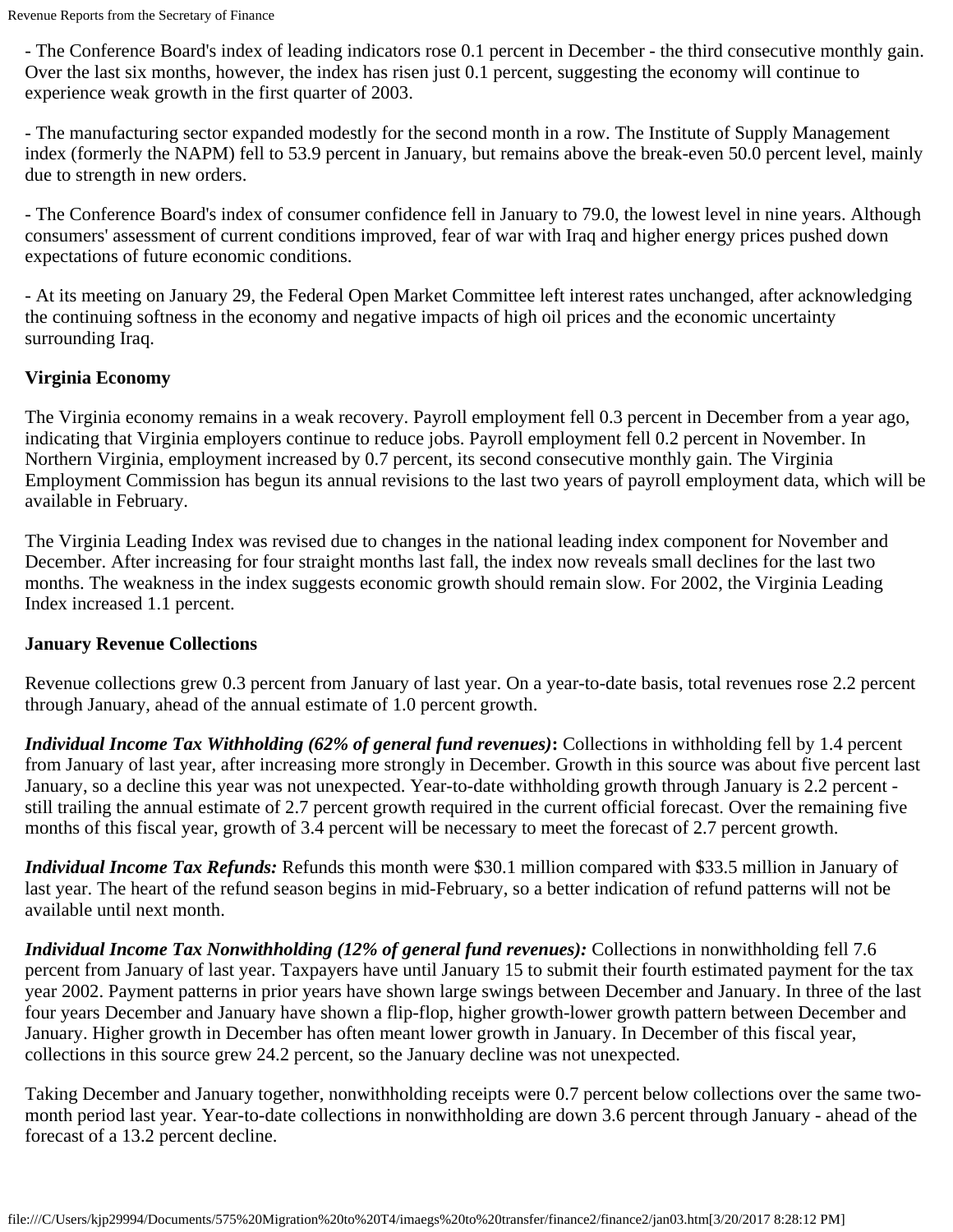- The Conference Board's index of leading indicators rose 0.1 percent in December - the third consecutive monthly gain. Over the last six months, however, the index has risen just 0.1 percent, suggesting the economy will continue to experience weak growth in the first quarter of 2003.

- The manufacturing sector expanded modestly for the second month in a row. The Institute of Supply Management index (formerly the NAPM) fell to 53.9 percent in January, but remains above the break-even 50.0 percent level, mainly due to strength in new orders.

- The Conference Board's index of consumer confidence fell in January to 79.0, the lowest level in nine years. Although consumers' assessment of current conditions improved, fear of war with Iraq and higher energy prices pushed down expectations of future economic conditions.

- At its meeting on January 29, the Federal Open Market Committee left interest rates unchanged, after acknowledging the continuing softness in the economy and negative impacts of high oil prices and the economic uncertainty surrounding Iraq.

**Virginia Economy**

The Virginia economy remains in a weak recovery. Payroll employment fell 0.3 percent in December from a year ago, indicating that Virginia employers continue to reduce jobs. Payroll employment fell 0.2 percent in November. In Northern Virginia, employment increased by 0.7 percent, its second consecutive monthly gain. The Virginia Employment Commission has begun its annual revisions to the last two years of payroll employment data, which will be available in February.

The Virginia Leading Index was revised due to changes in the national leading index component for November and December. After increasing for four straight months last fall, the index now reveals small declines for the last two months. The weakness in the index suggests economic growth should remain slow. For 2002, the Virginia Leading Index increased 1.1 percent.

**January Revenue Collections**

Revenue collections grew 0.3 percent from January of last year. On a year-to-date basis, total revenues rose 2.2 percent through January, ahead of the annual estimate of 1.0 percent growth.

***Individual Income Tax Withholding (62% of general fund revenues)*:** Collections in withholding fell by 1.4 percent from January of last year, after increasing more strongly in December. Growth in this source was about five percent last January, so a decline this year was not unexpected. Year-to-date withholding growth through January is 2.2 percent - still trailing the annual estimate of 2.7 percent growth required in the current official forecast. Over the remaining five months of this fiscal year, growth of 3.4 percent will be necessary to meet the forecast of 2.7 percent growth.

***Individual Income Tax Refunds:*** Refunds this month were $30.1 million compared with $33.5 million in January of last year. The heart of the refund season begins in mid-February, so a better indication of refund patterns will not be available until next month.

***Individual Income Tax Nonwithholding (12% of general fund revenues):*** Collections in nonwithholding fell 7.6 percent from January of last year. Taxpayers have until January 15 to submit their fourth estimated payment for the tax year 2002. Payment patterns in prior years have shown large swings between December and January. In three of the last four years December and January have shown a flip-flop, higher growth-lower growth pattern between December and January. Higher growth in December has often meant lower growth in January. In December of this fiscal year, collections in this source grew 24.2 percent, so the January decline was not unexpected.

Taking December and January together, nonwithholding receipts were 0.7 percent below collections over the same two-month period last year. Year-to-date collections in nonwithholding are down 3.6 percent through January - ahead of the forecast of a 13.2 percent decline.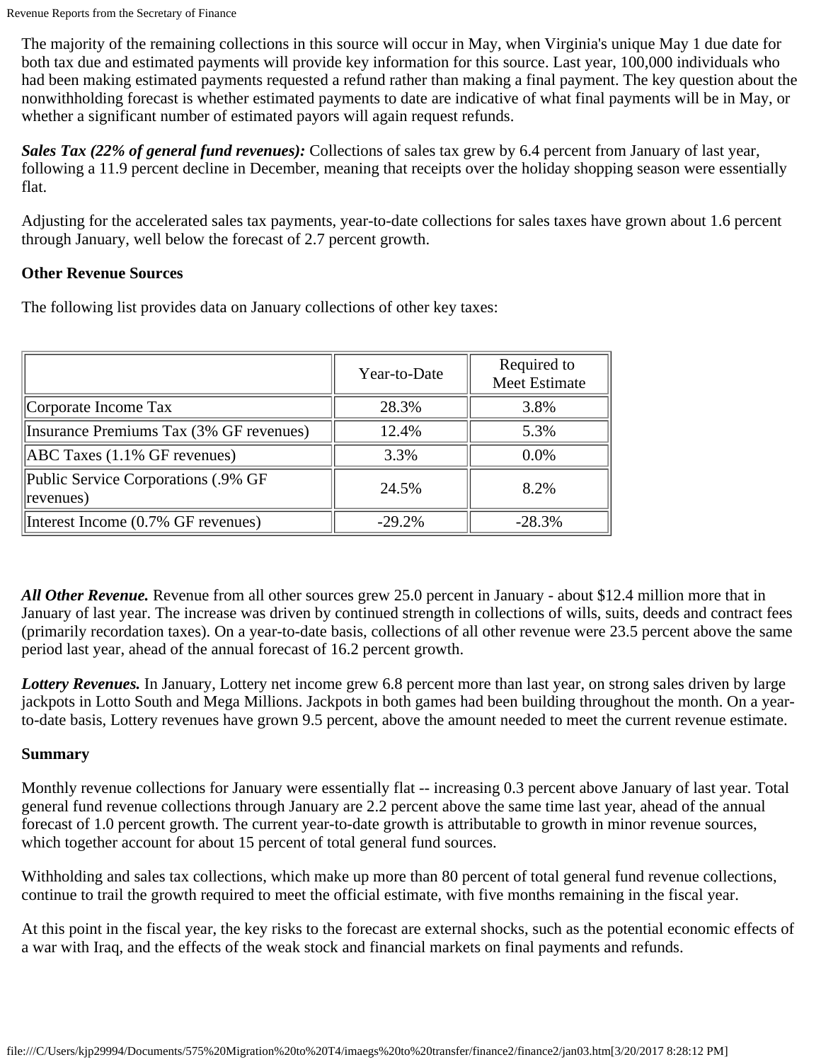The majority of the remaining collections in this source will occur in May, when Virginia's unique May 1 due date for both tax due and estimated payments will provide key information for this source. Last year, 100,000 individuals who had been making estimated payments requested a refund rather than making a final payment. The key question about the nonwithholding forecast is whether estimated payments to date are indicative of what final payments will be in May, or whether a significant number of estimated payors will again request refunds.

***Sales Tax (22% of general fund revenues):*** Collections of sales tax grew by 6.4 percent from January of last year, following a 11.9 percent decline in December, meaning that receipts over the holiday shopping season were essentially flat.

Adjusting for the accelerated sales tax payments, year-to-date collections for sales taxes have grown about 1.6 percent through January, well below the forecast of 2.7 percent growth.

**Other Revenue Sources**

The following list provides data on January collections of other key taxes:

| | Year-to-Date | Required to Meet Estimate |
|---|---|---|
| Corporate Income Tax | 28.3% | 3.8% |
| Insurance Premiums Tax (3% GF revenues) | 12.4% | 5.3% |
| ABC Taxes (1.1% GF revenues) | 3.3% | 0.0% |
| Public Service Corporations (.9% GF revenues) | 24.5% | 8.2% |
| Interest Income (0.7% GF revenues) | -29.2% | -28.3% |

***All Other Revenue.*** Revenue from all other sources grew 25.0 percent in January - about $12.4 million more that in January of last year. The increase was driven by continued strength in collections of wills, suits, deeds and contract fees (primarily recordation taxes). On a year-to-date basis, collections of all other revenue were 23.5 percent above the same period last year, ahead of the annual forecast of 16.2 percent growth.

***Lottery Revenues.*** In January, Lottery net income grew 6.8 percent more than last year, on strong sales driven by large jackpots in Lotto South and Mega Millions. Jackpots in both games had been building throughout the month. On a year-to-date basis, Lottery revenues have grown 9.5 percent, above the amount needed to meet the current revenue estimate.

**Summary**

Monthly revenue collections for January were essentially flat -- increasing 0.3 percent above January of last year. Total general fund revenue collections through January are 2.2 percent above the same time last year, ahead of the annual forecast of 1.0 percent growth. The current year-to-date growth is attributable to growth in minor revenue sources, which together account for about 15 percent of total general fund sources.

Withholding and sales tax collections, which make up more than 80 percent of total general fund revenue collections, continue to trail the growth required to meet the official estimate, with five months remaining in the fiscal year.

At this point in the fiscal year, the key risks to the forecast are external shocks, such as the potential economic effects of a war with Iraq, and the effects of the weak stock and financial markets on final payments and refunds.